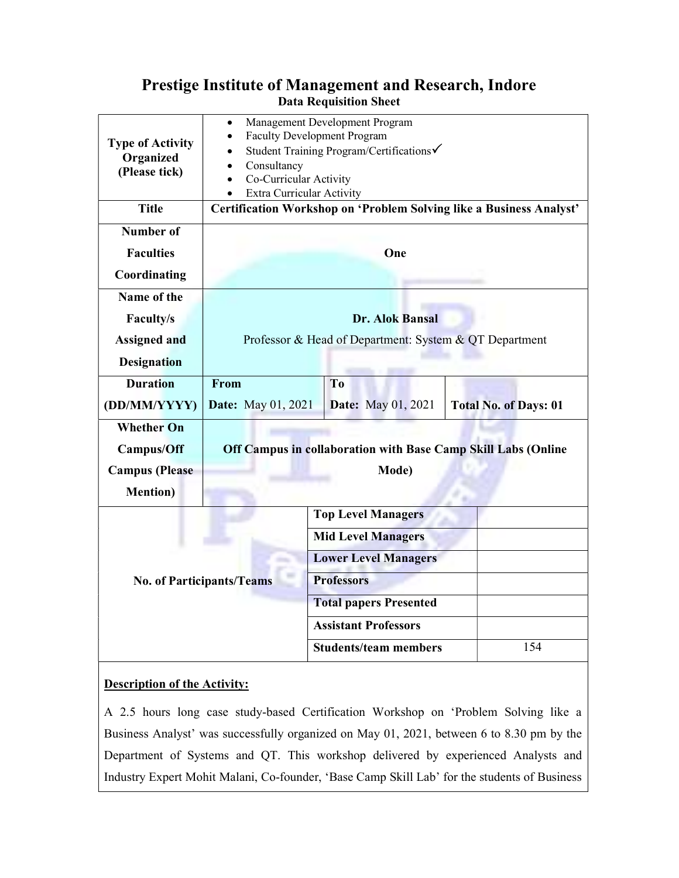# Prestige Institute of Management and Research, Indore

## Data Requisition Sheet

| | | | |
|---|---|---|---|
| **Type of Activity Organized (Please tick)** | • Management Development Program<br>• Faculty Development Program<br>• Student Training Program/Certifications✓<br>• Consultancy<br>• Co-Curricular Activity<br>• Extra Curricular Activity | | |
| **Title** | **Certification Workshop on 'Problem Solving like a Business Analyst'** | | |
| **Number of Faculties Coordinating** | **One** | | |
| **Name of the Faculty/s Assigned and Designation** | **Dr. Alok Bansal**<br>Professor & Head of Department: System & QT Department | | |
| **Duration (DD/MM/YYYY)** | **From**<br>**Date:** May 01, 2021 | **To**<br>**Date:** May 01, 2021 | **Total No. of Days: 01** |
| **Whether On Campus/Off Campus (Please Mention)** | **Off Campus in collaboration with Base Camp Skill Labs (Online Mode)** | | |

| | | |
|---|---|---|
| **No. of Participants/Teams** | **Top Level Managers** | |
| | **Mid Level Managers** | |
| | **Lower Level Managers** | |
| | **Professors** | |
| | **Total papers Presented** | |
| | **Assistant Professors** | |
| | **Students/team members** | 154 |

**Description of the Activity:**

A 2.5 hours long case study-based Certification Workshop on 'Problem Solving like a Business Analyst' was successfully organized on May 01, 2021, between 6 to 8.30 pm by the Department of Systems and QT. This workshop delivered by experienced Analysts and Industry Expert Mohit Malani, Co-founder, 'Base Camp Skill Lab' for the students of Business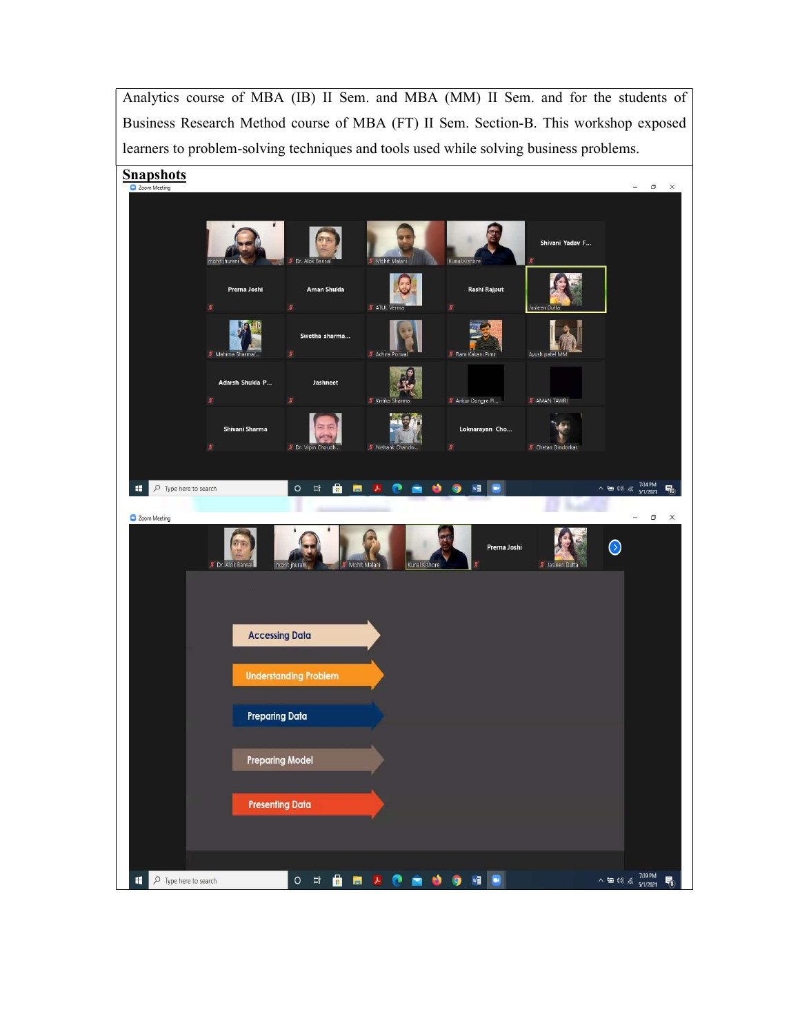Analytics course of MBA (IB) II Sem. and MBA (MM) II Sem. and for the students of Business Research Method course of MBA (FT) II Sem. Section-B. This workshop exposed learners to problem-solving techniques and tools used while solving business problems.

**Snapshots**